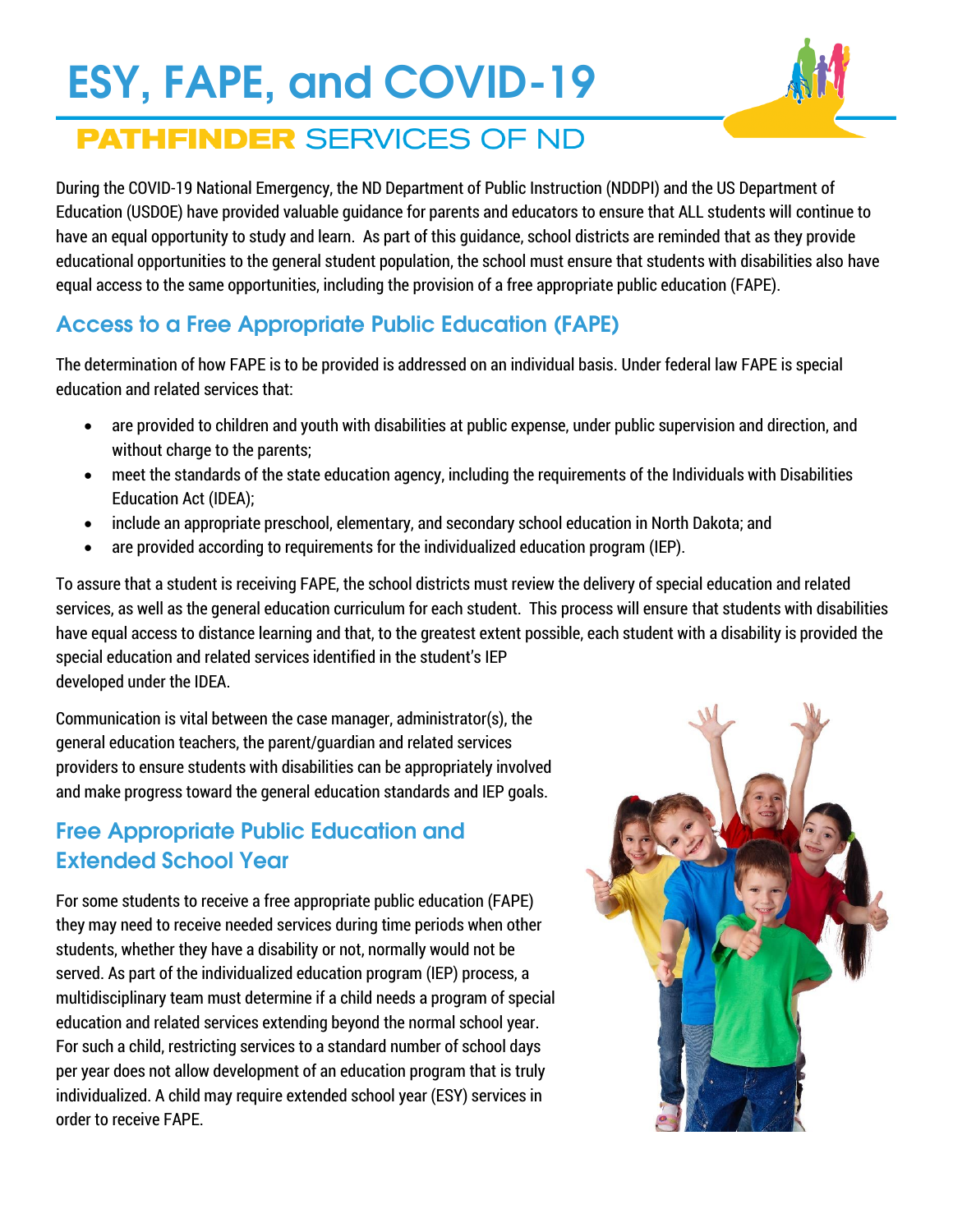# ESY, FAPE, and COVID-19

## PATHFINDER SERVICES OF ND

During the COVID-19 National Emergency, the ND Department of Public Instruction (NDDPI) and the US Department of Education (USDOE) have provided valuable guidance for parents and educators to ensure that ALL students will continue to have an equal opportunity to study and learn. As part of this guidance, school districts are reminded that as they provide educational opportunities to the general student population, the school must ensure that students with disabilities also have equal access to the same opportunities, including the provision of a free appropriate public education (FAPE).

## Access to a Free Appropriate Public Education (FAPE)

The determination of how FAPE is to be provided is addressed on an individual basis. Under federal law FAPE is special education and related services that:

- are provided to children and youth with disabilities at public expense, under public supervision and direction, and without charge to the parents;
- meet the standards of the state education agency, including the requirements of the Individuals with Disabilities Education Act (IDEA);
- include an appropriate preschool, elementary, and secondary school education in North Dakota; and
- are provided according to requirements for the individualized education program (IEP).

To assure that a student is receiving FAPE, the school districts must review the delivery of special education and related services, as well as the general education curriculum for each student. This process will ensure that students with disabilities have equal access to distance learning and that, to the greatest extent possible, each student with a disability is provided the special education and related services identified in the student's IEP developed under the IDEA.

Communication is vital between the case manager, administrator(s), the general education teachers, the parent/guardian and related services providers to ensure students with disabilities can be appropriately involved and make progress toward the general education standards and IEP goals.

## Free Appropriate Public Education and Extended School Year

For some students to receive a free appropriate public education (FAPE) they may need to receive needed services during time periods when other students, whether they have a disability or not, normally would not be served. As part of the individualized education program (IEP) process, a multidisciplinary team must determine if a child needs a program of special education and related services extending beyond the normal school year. For such a child, restricting services to a standard number of school days per year does not allow development of an education program that is truly individualized. A child may require extended school year (ESY) services in order to receive FAPE.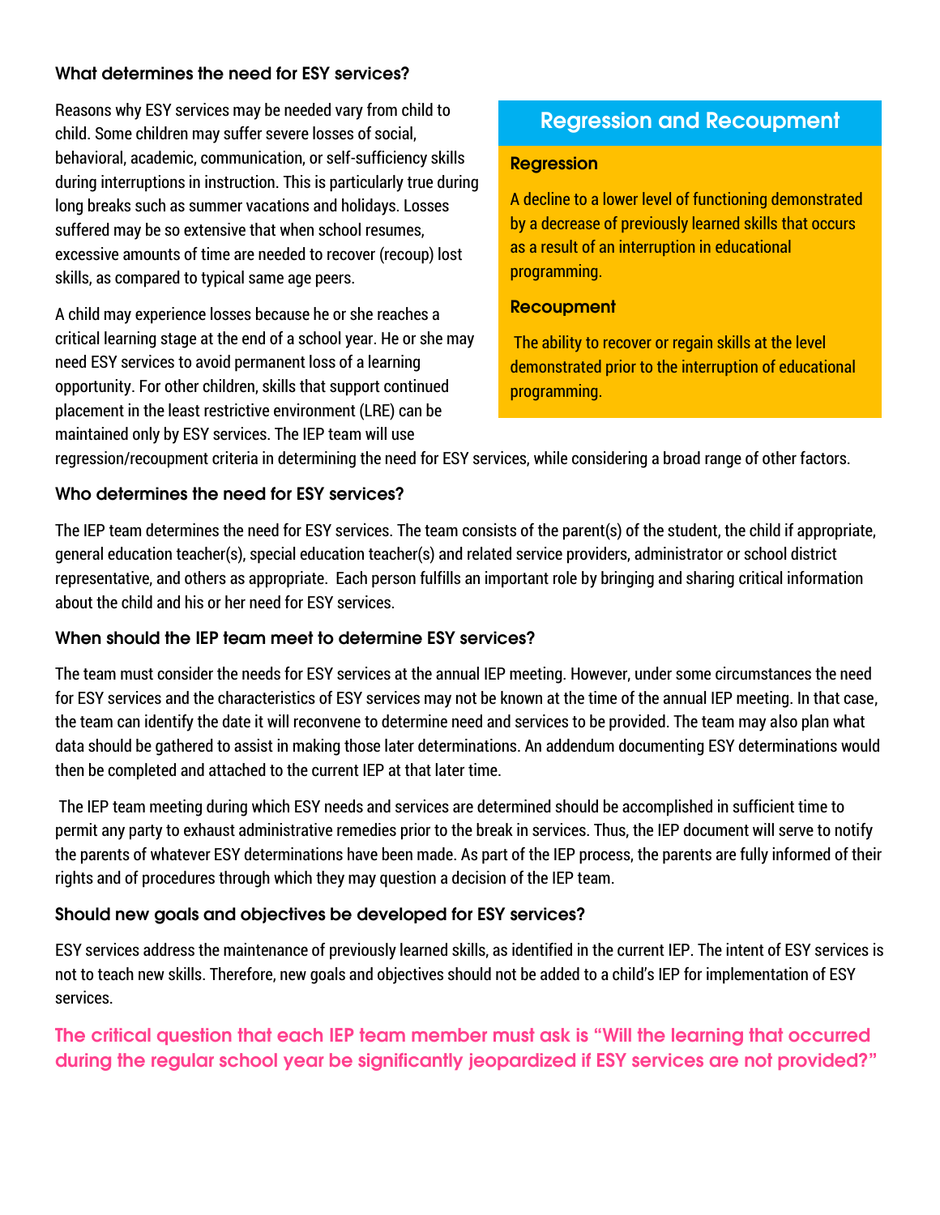### What determines the need for ESY services?

Reasons why ESY services may be needed vary from child to child. Some children may suffer severe losses of social, behavioral, academic, communication, or self-sufficiency skills during interruptions in instruction. This is particularly true during long breaks such as summer vacations and holidays. Losses suffered may be so extensive that when school resumes, excessive amounts of time are needed to recover (recoup) lost skills, as compared to typical same age peers.

A child may experience losses because he or she reaches a critical learning stage at the end of a school year. He or she may need ESY services to avoid permanent loss of a learning opportunity. For other children, skills that support continued placement in the least restrictive environment (LRE) can be maintained only by ESY services. The IEP team will use regression/recoupment criteria in determining the need for ESY services, while considering a broad range of other factors.

## Regression and Recoupment

**Regression**

A decline to a lower level of functioning demonstrated by a decrease of previously learned skills that occurs as a result of an interruption in educational programming.

**Recoupment**

The ability to recover or regain skills at the level demonstrated prior to the interruption of educational programming.

### Who determines the need for ESY services?

The IEP team determines the need for ESY services. The team consists of the parent(s) of the student, the child if appropriate, general education teacher(s), special education teacher(s) and related service providers, administrator or school district representative, and others as appropriate. Each person fulfills an important role by bringing and sharing critical information about the child and his or her need for ESY services.

### When should the IEP team meet to determine ESY services?

The team must consider the needs for ESY services at the annual IEP meeting. However, under some circumstances the need for ESY services and the characteristics of ESY services may not be known at the time of the annual IEP meeting. In that case, the team can identify the date it will reconvene to determine need and services to be provided. The team may also plan what data should be gathered to assist in making those later determinations. An addendum documenting ESY determinations would then be completed and attached to the current IEP at that later time.

The IEP team meeting during which ESY needs and services are determined should be accomplished in sufficient time to permit any party to exhaust administrative remedies prior to the break in services. Thus, the IEP document will serve to notify the parents of whatever ESY determinations have been made. As part of the IEP process, the parents are fully informed of their rights and of procedures through which they may question a decision of the IEP team.

### Should new goals and objectives be developed for ESY services?

ESY services address the maintenance of previously learned skills, as identified in the current IEP. The intent of ESY services is not to teach new skills. Therefore, new goals and objectives should not be added to a child's IEP for implementation of ESY services.

**The critical question that each IEP team member must ask is "Will the learning that occurred during the regular school year be significantly jeopardized if ESY services are not provided?"**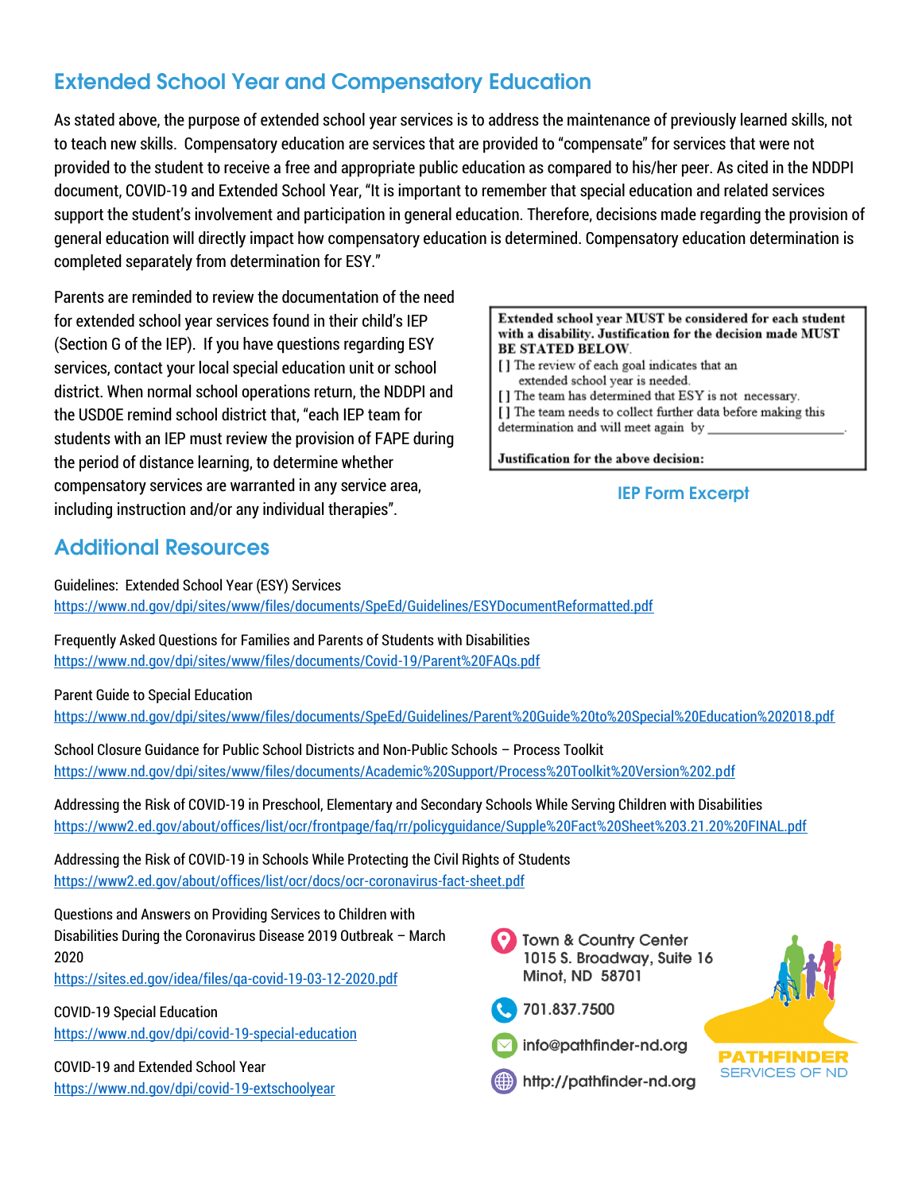## Extended School Year and Compensatory Education

As stated above, the purpose of extended school year services is to address the maintenance of previously learned skills, not to teach new skills. Compensatory education are services that are provided to "compensate" for services that were not provided to the student to receive a free and appropriate public education as compared to his/her peer. As cited in the NDDPI document, COVID-19 and Extended School Year, "It is important to remember that special education and related services support the student's involvement and participation in general education. Therefore, decisions made regarding the provision of general education will directly impact how compensatory education is determined. Compensatory education determination is completed separately from determination for ESY."

Parents are reminded to review the documentation of the need for extended school year services found in their child's IEP (Section G of the IEP). If you have questions regarding ESY services, contact your local special education unit or school district. When normal school operations return, the NDDPI and the USDOE remind school district that, "each IEP team for students with an IEP must review the provision of FAPE during the period of distance learning, to determine whether compensatory services are warranted in any service area, including instruction and/or any individual therapies".

**Extended school year MUST be considered for each student with a disability. Justification for the decision made MUST BE STATED BELOW.**

[ ] The review of each goal indicates that an extended school year is needed.

[ ] The team has determined that ESY is not necessary.

[ ] The team needs to collect further data before making this determination and will meet again by ____________________.

**Justification for the above decision:**

IEP Form Excerpt

## Additional Resources

Guidelines: Extended School Year (ESY) Services
https://www.nd.gov/dpi/sites/www/files/documents/SpeEd/Guidelines/ESYDocumentReformatted.pdf

Frequently Asked Questions for Families and Parents of Students with Disabilities
https://www.nd.gov/dpi/sites/www/files/documents/Covid-19/Parent%20FAQs.pdf

Parent Guide to Special Education
https://www.nd.gov/dpi/sites/www/files/documents/SpeEd/Guidelines/Parent%20Guide%20to%20Special%20Education%202018.pdf

School Closure Guidance for Public School Districts and Non-Public Schools – Process Toolkit
https://www.nd.gov/dpi/sites/www/files/documents/Academic%20Support/Process%20Toolkit%20Version%202.pdf

Addressing the Risk of COVID-19 in Preschool, Elementary and Secondary Schools While Serving Children with Disabilities
https://www2.ed.gov/about/offices/list/ocr/frontpage/faq/rr/policyguidance/Supple%20Fact%20Sheet%203.21.20%20FINAL.pdf

Addressing the Risk of COVID-19 in Schools While Protecting the Civil Rights of Students
https://www2.ed.gov/about/offices/list/ocr/docs/ocr-coronavirus-fact-sheet.pdf

Questions and Answers on Providing Services to Children with Disabilities During the Coronavirus Disease 2019 Outbreak – March 2020
https://sites.ed.gov/idea/files/qa-covid-19-03-12-2020.pdf

COVID-19 Special Education
https://www.nd.gov/dpi/covid-19-special-education

COVID-19 and Extended School Year
https://www.nd.gov/dpi/covid-19-extschoolyear

Town & Country Center
1015 S. Broadway, Suite 16
Minot, ND 58701

701.837.7500

info@pathfinder-nd.org

http://pathfinder-nd.org

PATHFINDER
SERVICES OF ND